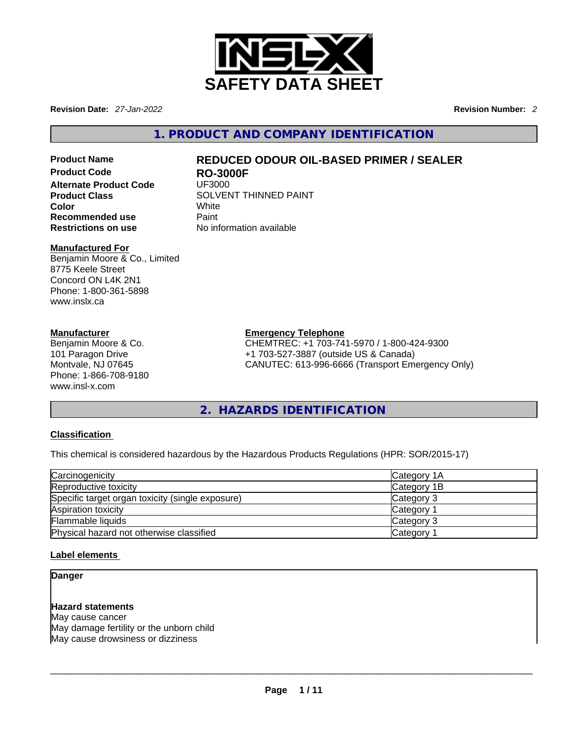# SAFETY DATA SHEET

**Revision Date:** *27-Jan-2022* **Revision Number:** *2*

## 1. PRODUCT AND COMPANY IDENTIFICATION

| | |
|---|---|
| **Product Name** | **REDUCED ODOUR OIL-BASED PRIMER / SEALER** |
| **Product Code** | **RO-3000F** |
| **Alternate Product Code** | UF3000 |
| **Product Class** | SOLVENT THINNED PAINT |
| **Color** | White |
| **Recommended use** | Paint |
| **Restrictions on use** | No information available |

**Manufactured For**
Benjamin Moore & Co., Limited
8775 Keele Street
Concord ON L4K 2N1
Phone: 1-800-361-5898
www.inslx.ca

**Manufacturer**
Benjamin Moore & Co.
101 Paragon Drive
Montvale, NJ 07645
Phone: 1-866-708-9180
www.insl-x.com

**Emergency Telephone**
CHEMTREC: +1 703-741-5970 / 1-800-424-9300
+1 703-527-3887 (outside US & Canada)
CANUTEC: 613-996-6666 (Transport Emergency Only)

## 2. HAZARDS IDENTIFICATION

**Classification**

This chemical is considered hazardous by the Hazardous Products Regulations (HPR: SOR/2015-17)

| | |
|---|---|
| Carcinogenicity | Category 1A |
| Reproductive toxicity | Category 1B |
| Specific target organ toxicity (single exposure) | Category 3 |
| Aspiration toxicity | Category 1 |
| Flammable liquids | Category 3 |
| Physical hazard not otherwise classified | Category 1 |

**Label elements**

**Danger**

**Hazard statements**
May cause cancer
May damage fertility or the unborn child
May cause drowsiness or dizziness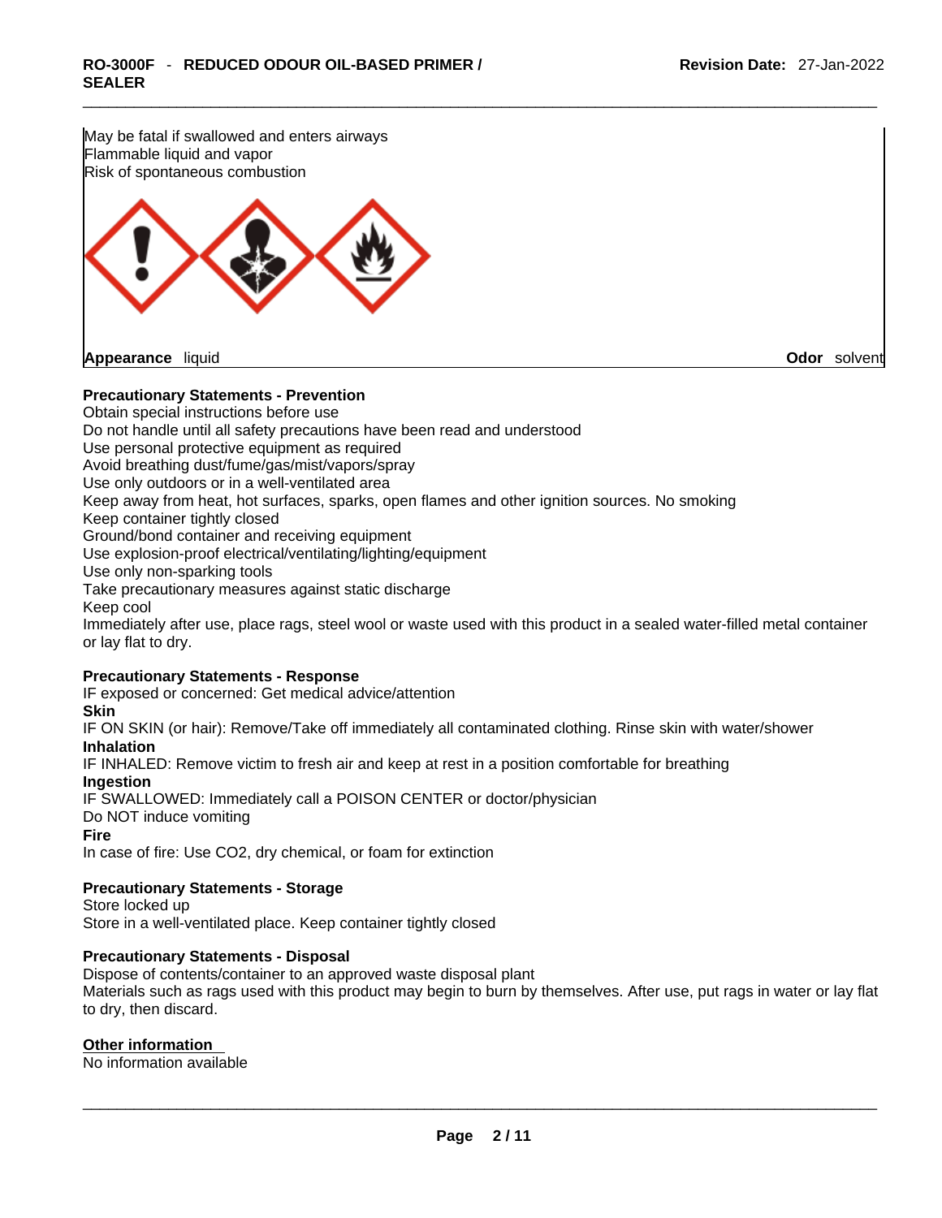May be fatal if swallowed and enters airways
Flammable liquid and vapor
Risk of spontaneous combustion

**Appearance** liquid **Odor** solvent

**Precautionary Statements - Prevention**

Obtain special instructions before use
Do not handle until all safety precautions have been read and understood
Use personal protective equipment as required
Avoid breathing dust/fume/gas/mist/vapors/spray
Use only outdoors or in a well-ventilated area
Keep away from heat, hot surfaces, sparks, open flames and other ignition sources. No smoking
Keep container tightly closed
Ground/bond container and receiving equipment
Use explosion-proof electrical/ventilating/lighting/equipment
Use only non-sparking tools
Take precautionary measures against static discharge
Keep cool
Immediately after use, place rags, steel wool or waste used with this product in a sealed water-filled metal container or lay flat to dry.

**Precautionary Statements - Response**

IF exposed or concerned: Get medical advice/attention

**Skin**

IF ON SKIN (or hair): Remove/Take off immediately all contaminated clothing. Rinse skin with water/shower

**Inhalation**

IF INHALED: Remove victim to fresh air and keep at rest in a position comfortable for breathing

**Ingestion**

IF SWALLOWED: Immediately call a POISON CENTER or doctor/physician
Do NOT induce vomiting

**Fire**

In case of fire: Use $CO_2$, dry chemical, or foam for extinction

**Precautionary Statements - Storage**

Store locked up
Store in a well-ventilated place. Keep container tightly closed

**Precautionary Statements - Disposal**

Dispose of contents/container to an approved waste disposal plant
Materials such as rags used with this product may begin to burn by themselves. After use, put rags in water or lay flat to dry, then discard.

**Other information**

No information available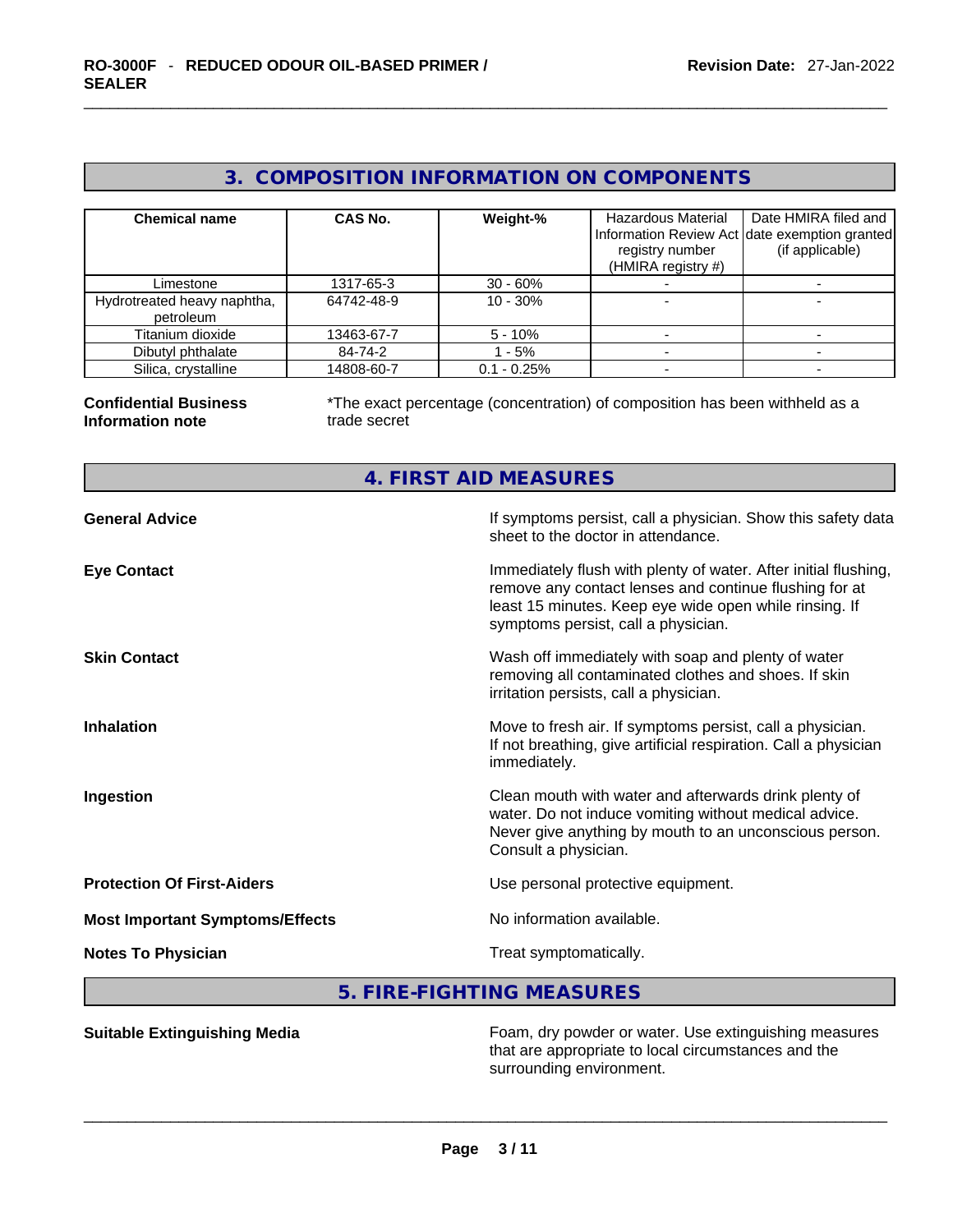## 3. COMPOSITION INFORMATION ON COMPONENTS

| Chemical name | CAS No. | Weight-% | Hazardous Material Information Review Act registry number (HMIRA registry #) | Date HMIRA filed and date exemption granted (if applicable) |
|---|---|---|---|---|
| Limestone | 1317-65-3 | 30 - 60% | - | - |
| Hydrotreated heavy naphtha, petroleum | 64742-48-9 | 10 - 30% | - | - |
| Titanium dioxide | 13463-67-7 | 5 - 10% | - | - |
| Dibutyl phthalate | 84-74-2 | 1 - 5% | - | - |
| Silica, crystalline | 14808-60-7 | 0.1 - 0.25% | - | - |

**Confidential Business Information note**

*The exact percentage (concentration) of composition has been withheld as a trade secret

## 4. FIRST AID MEASURES

**General Advice**

If symptoms persist, call a physician. Show this safety data sheet to the doctor in attendance.

**Eye Contact**

Immediately flush with plenty of water. After initial flushing, remove any contact lenses and continue flushing for at least 15 minutes. Keep eye wide open while rinsing. If symptoms persist, call a physician.

**Skin Contact**

Wash off immediately with soap and plenty of water removing all contaminated clothes and shoes. If skin irritation persists, call a physician.

**Inhalation**

Move to fresh air. If symptoms persist, call a physician. If not breathing, give artificial respiration. Call a physician immediately.

**Ingestion**

Clean mouth with water and afterwards drink plenty of water. Do not induce vomiting without medical advice. Never give anything by mouth to an unconscious person. Consult a physician.

**Protection Of First-Aiders**

Use personal protective equipment.

**Most Important Symptoms/Effects**

No information available.

**Notes To Physician**

Treat symptomatically.

## 5. FIRE-FIGHTING MEASURES

**Suitable Extinguishing Media**

Foam, dry powder or water. Use extinguishing measures that are appropriate to local circumstances and the surrounding environment.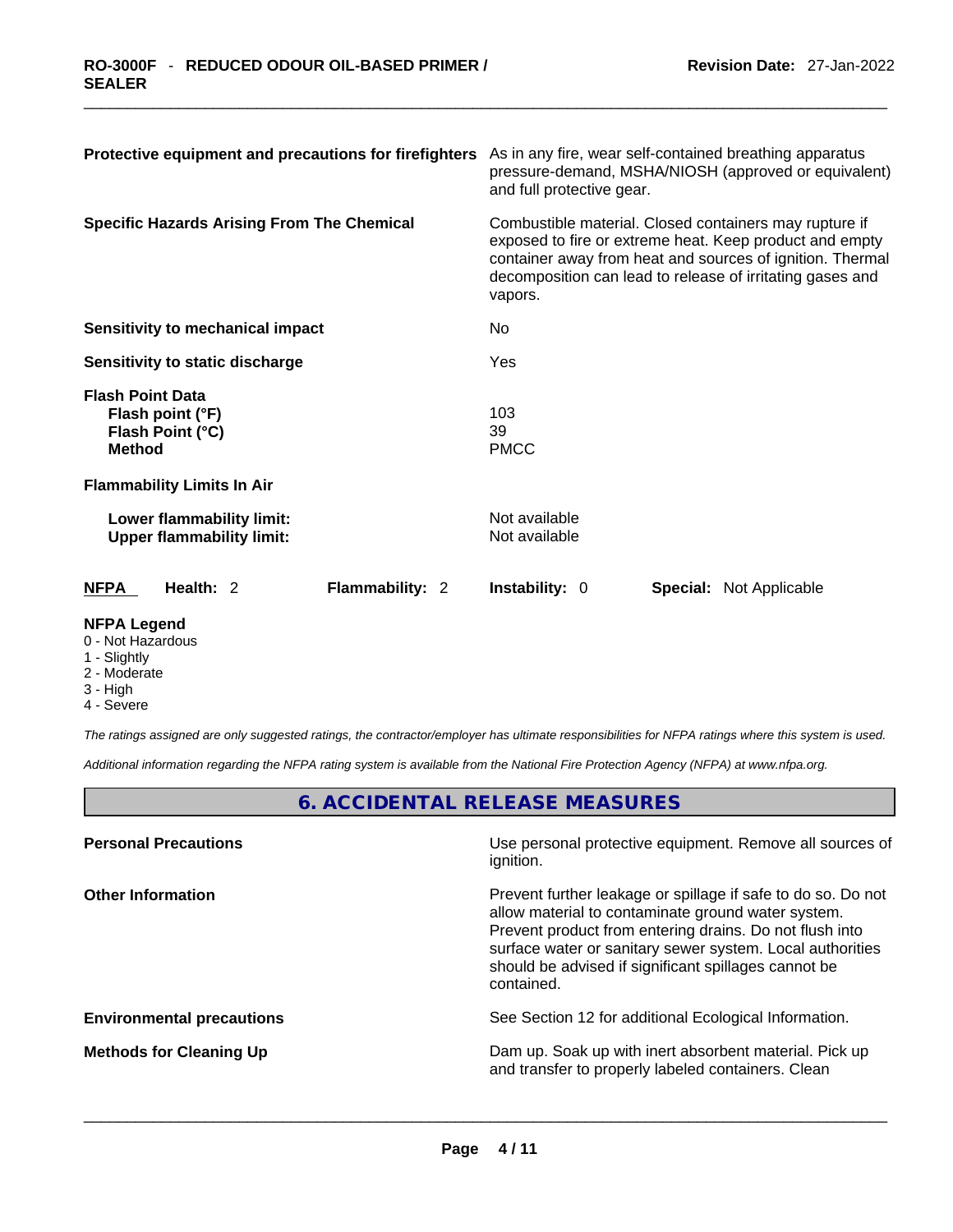| | |
|---|---|
| **Protective equipment and precautions for firefighters** | As in any fire, wear self-contained breathing apparatus pressure-demand, MSHA/NIOSH (approved or equivalent) and full protective gear. |
| **Specific Hazards Arising From The Chemical** | Combustible material. Closed containers may rupture if exposed to fire or extreme heat. Keep product and empty container away from heat and sources of ignition. Thermal decomposition can lead to release of irritating gases and vapors. |
| **Sensitivity to mechanical impact** | No |
| **Sensitivity to static discharge** | Yes |

**Flash Point Data**

| | |
|---|---|
| **Flash point (°F)** | 103 |
| **Flash Point (°C)** | 39 |
| **Method** | PMCC |

**Flammability Limits In Air**

| | |
|---|---|
| **Lower flammability limit:** | Not available |
| **Upper flammability limit:** | Not available |

| **NFPA** | **Health:** 2 | **Flammability:** 2 | **Instability:** 0 | **Special:** Not Applicable |
|---|---|---|---|---|

**NFPA Legend**
- 0 - Not Hazardous
- 1 - Slightly
- 2 - Moderate
- 3 - High
- 4 - Severe

*The ratings assigned are only suggested ratings, the contractor/employer has ultimate responsibilities for NFPA ratings where this system is used.*

*Additional information regarding the NFPA rating system is available from the National Fire Protection Agency (NFPA) at www.nfpa.org.*

## 6. ACCIDENTAL RELEASE MEASURES

| | |
|---|---|
| **Personal Precautions** | Use personal protective equipment. Remove all sources of ignition. |
| **Other Information** | Prevent further leakage or spillage if safe to do so. Do not allow material to contaminate ground water system. Prevent product from entering drains. Do not flush into surface water or sanitary sewer system. Local authorities should be advised if significant spillages cannot be contained. |
| **Environmental precautions** | See Section 12 for additional Ecological Information. |
| **Methods for Cleaning Up** | Dam up. Soak up with inert absorbent material. Pick up and transfer to properly labeled containers. Clean |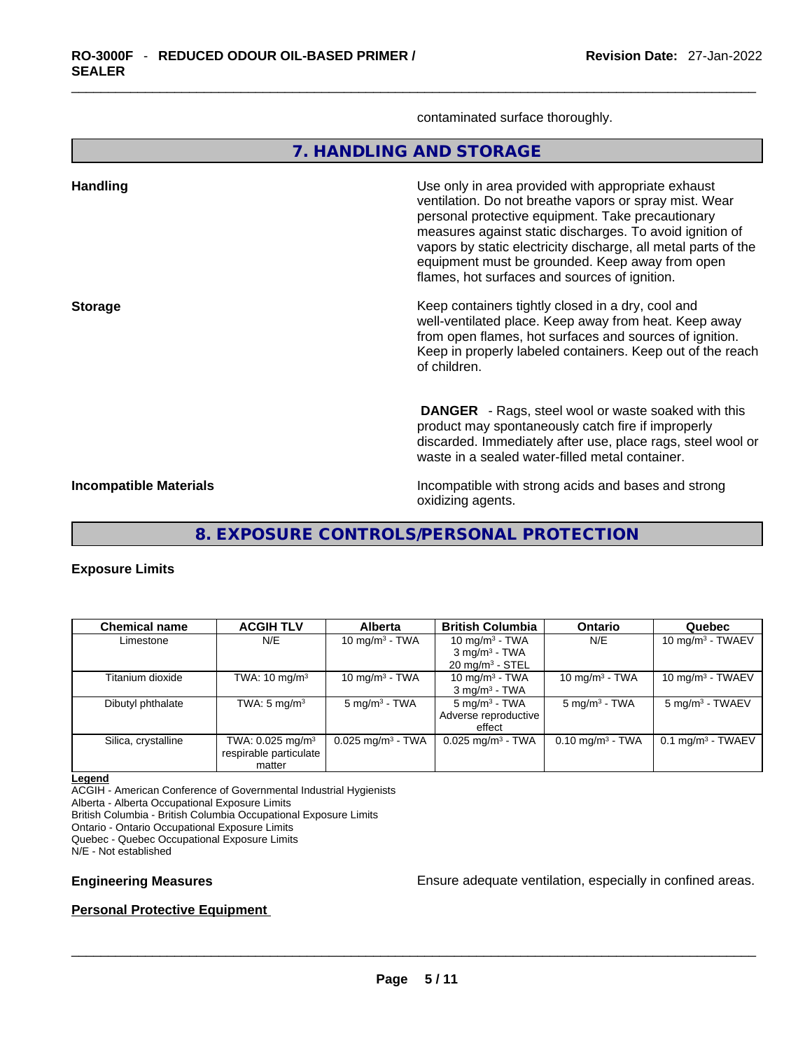contaminated surface thoroughly.

## 7. HANDLING AND STORAGE

**Handling**

Use only in area provided with appropriate exhaust ventilation. Do not breathe vapors or spray mist. Wear personal protective equipment. Take precautionary measures against static discharges. To avoid ignition of vapors by static electricity discharge, all metal parts of the equipment must be grounded. Keep away from open flames, hot surfaces and sources of ignition.

**Storage**

Keep containers tightly closed in a dry, cool and well-ventilated place. Keep away from heat. Keep away from open flames, hot surfaces and sources of ignition. Keep in properly labeled containers. Keep out of the reach of children.

**DANGER** - Rags, steel wool or waste soaked with this product may spontaneously catch fire if improperly discarded. Immediately after use, place rags, steel wool or waste in a sealed water-filled metal container.

**Incompatible Materials**

Incompatible with strong acids and bases and strong oxidizing agents.

## 8. EXPOSURE CONTROLS/PERSONAL PROTECTION

**Exposure Limits**

| Chemical name | ACGIH TLV | Alberta | British Columbia | Ontario | Quebec |
|---|---|---|---|---|---|
| Limestone | N/E | 10 mg/m³ - TWA | 10 mg/m³ - TWA<br>3 mg/m³ - TWA<br>20 mg/m³ - STEL | N/E | 10 mg/m³ - TWAEV |
| Titanium dioxide | TWA: 10 mg/m³ | 10 mg/m³ - TWA | 10 mg/m³ - TWA<br>3 mg/m³ - TWA | 10 mg/m³ - TWA | 10 mg/m³ - TWAEV |
| Dibutyl phthalate | TWA: 5 mg/m³ | 5 mg/m³ - TWA | 5 mg/m³ - TWA<br>Adverse reproductive effect | 5 mg/m³ - TWA | 5 mg/m³ - TWAEV |
| Silica, crystalline | TWA: 0.025 mg/m³ respirable particulate matter | 0.025 mg/m³ - TWA | 0.025 mg/m³ - TWA | 0.10 mg/m³ - TWA | 0.1 mg/m³ - TWAEV |

**Legend**

ACGIH - American Conference of Governmental Industrial Hygienists
Alberta - Alberta Occupational Exposure Limits
British Columbia - British Columbia Occupational Exposure Limits
Ontario - Ontario Occupational Exposure Limits
Quebec - Quebec Occupational Exposure Limits
N/E - Not established

**Engineering Measures**

Ensure adequate ventilation, especially in confined areas.

**Personal Protective Equipment**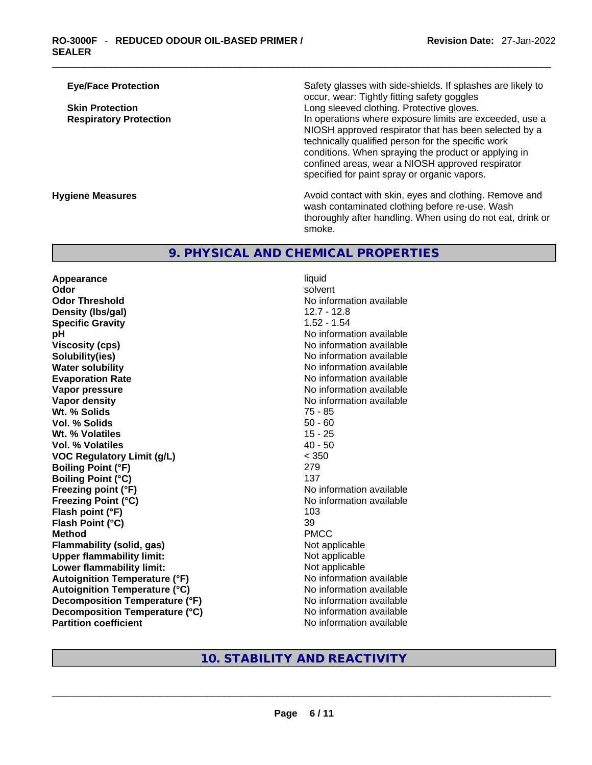| | |
|---|---|
| **Eye/Face Protection** | Safety glasses with side-shields. If splashes are likely to occur, wear: Tightly fitting safety goggles |
| **Skin Protection** | Long sleeved clothing. Protective gloves. |
| **Respiratory Protection** | In operations where exposure limits are exceeded, use a NIOSH approved respirator that has been selected by a technically qualified person for the specific work conditions. When spraying the product or applying in confined areas, wear a NIOSH approved respirator specified for paint spray or organic vapors. |

**Hygiene Measures**: Avoid contact with skin, eyes and clothing. Remove and wash contaminated clothing before re-use. Wash thoroughly after handling. When using do not eat, drink or smoke.

## 9. PHYSICAL AND CHEMICAL PROPERTIES

| Property | Value |
|---|---|
| **Appearance** | liquid |
| **Odor** | solvent |
| **Odor Threshold** | No information available |
| **Density (lbs/gal)** | 12.7 - 12.8 |
| **Specific Gravity** | 1.52 - 1.54 |
| **pH** | No information available |
| **Viscosity (cps)** | No information available |
| **Solubility(ies)** | No information available |
| **Water solubility** | No information available |
| **Evaporation Rate** | No information available |
| **Vapor pressure** | No information available |
| **Vapor density** | No information available |
| **Wt. % Solids** | 75 - 85 |
| **Vol. % Solids** | 50 - 60 |
| **Wt. % Volatiles** | 15 - 25 |
| **Vol. % Volatiles** | 40 - 50 |
| **VOC Regulatory Limit (g/L)** | < 350 |
| **Boiling Point (°F)** | 279 |
| **Boiling Point (°C)** | 137 |
| **Freezing point (°F)** | No information available |
| **Freezing Point (°C)** | No information available |
| **Flash point (°F)** | 103 |
| **Flash Point (°C)** | 39 |
| **Method** | PMCC |
| **Flammability (solid, gas)** | Not applicable |
| **Upper flammability limit:** | Not applicable |
| **Lower flammability limit:** | Not applicable |
| **Autoignition Temperature (°F)** | No information available |
| **Autoignition Temperature (°C)** | No information available |
| **Decomposition Temperature (°F)** | No information available |
| **Decomposition Temperature (°C)** | No information available |
| **Partition coefficient** | No information available |

## 10. STABILITY AND REACTIVITY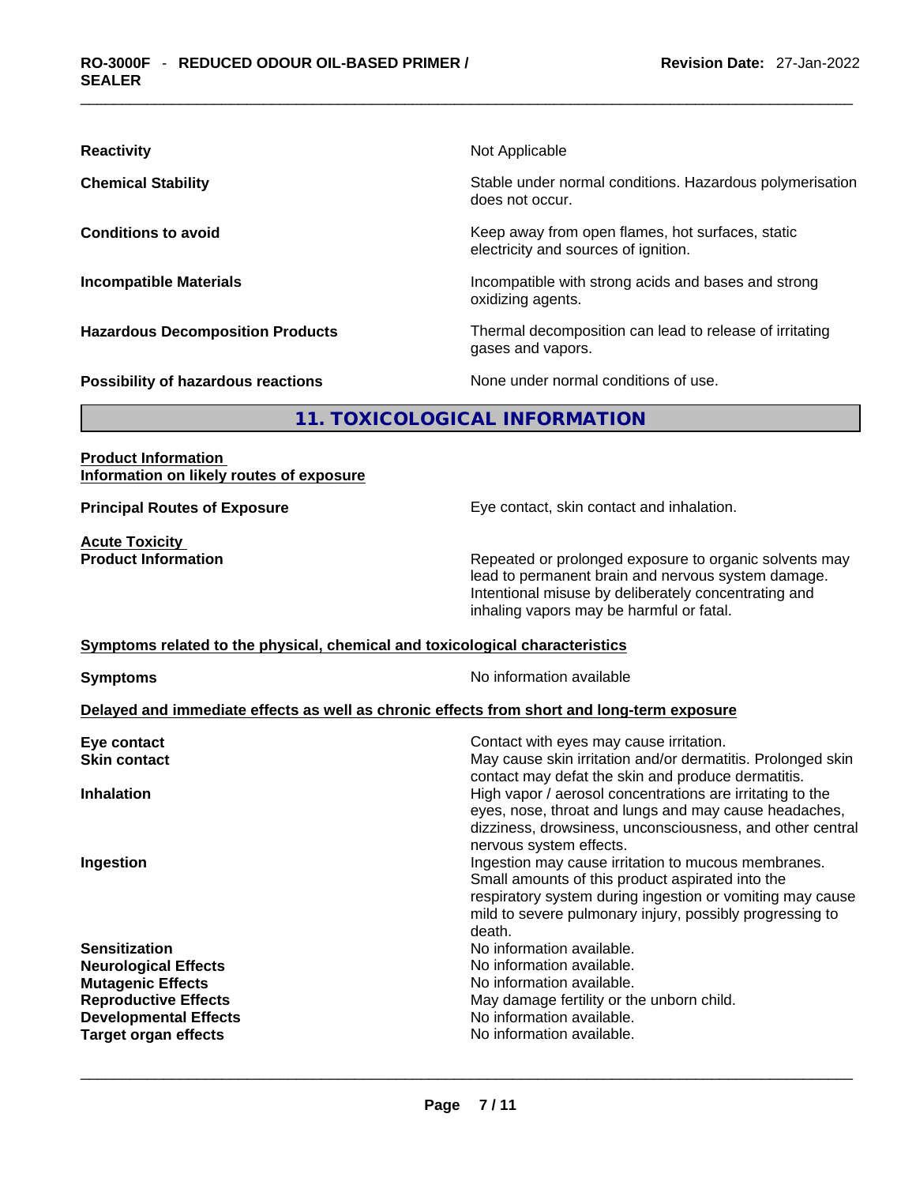| | |
|---|---|
| **Reactivity** | Not Applicable |
| **Chemical Stability** | Stable under normal conditions. Hazardous polymerisation does not occur. |
| **Conditions to avoid** | Keep away from open flames, hot surfaces, static electricity and sources of ignition. |
| **Incompatible Materials** | Incompatible with strong acids and bases and strong oxidizing agents. |
| **Hazardous Decomposition Products** | Thermal decomposition can lead to release of irritating gases and vapors. |
| **Possibility of hazardous reactions** | None under normal conditions of use. |

## 11. TOXICOLOGICAL INFORMATION

**Product Information**
**Information on likely routes of exposure**

| | |
|---|---|
| **Principal Routes of Exposure** | Eye contact, skin contact and inhalation. |

**Acute Toxicity**

| | |
|---|---|
| **Product Information** | Repeated or prolonged exposure to organic solvents may lead to permanent brain and nervous system damage. Intentional misuse by deliberately concentrating and inhaling vapors may be harmful or fatal. |

**Symptoms related to the physical, chemical and toxicological characteristics**

| | |
|---|---|
| **Symptoms** | No information available |

**Delayed and immediate effects as well as chronic effects from short and long-term exposure**

| | |
|---|---|
| **Eye contact** | Contact with eyes may cause irritation. |
| **Skin contact** | May cause skin irritation and/or dermatitis. Prolonged skin contact may defat the skin and produce dermatitis. |
| **Inhalation** | High vapor / aerosol concentrations are irritating to the eyes, nose, throat and lungs and may cause headaches, dizziness, drowsiness, unconsciousness, and other central nervous system effects. |
| **Ingestion** | Ingestion may cause irritation to mucous membranes. Small amounts of this product aspirated into the respiratory system during ingestion or vomiting may cause mild to severe pulmonary injury, possibly progressing to death. |
| **Sensitization** | No information available. |
| **Neurological Effects** | No information available. |
| **Mutagenic Effects** | No information available. |
| **Reproductive Effects** | May damage fertility or the unborn child. |
| **Developmental Effects** | No information available. |
| **Target organ effects** | No information available. |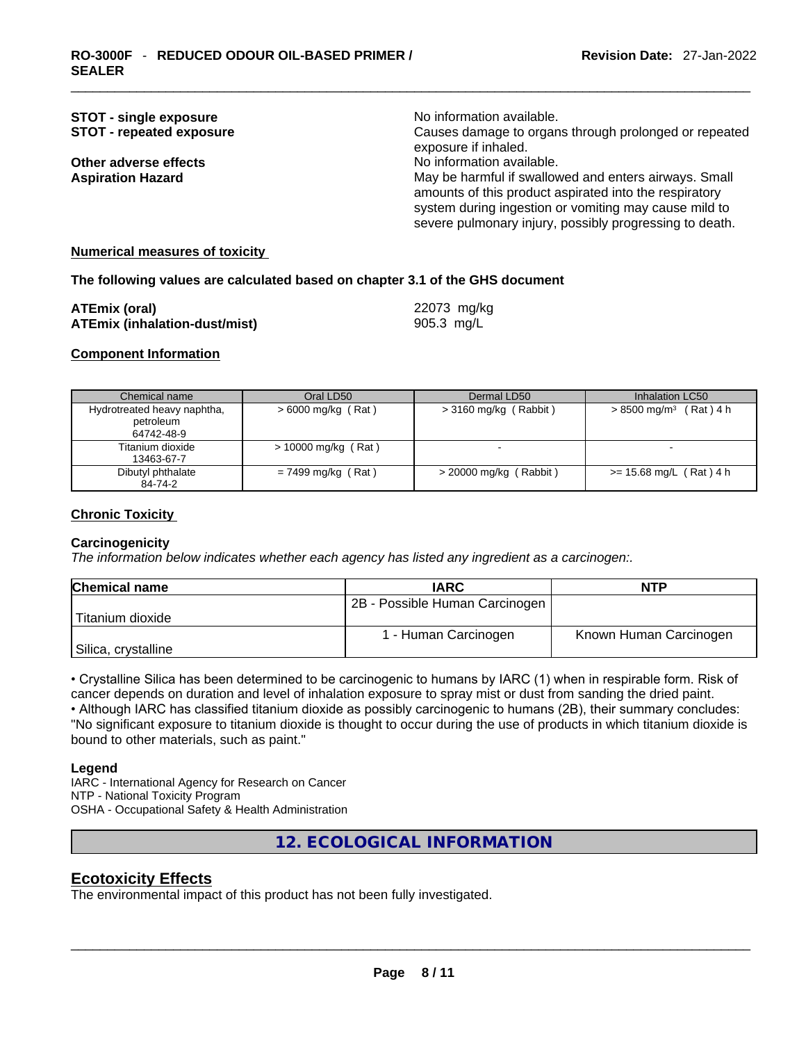**STOT - single exposure** No information available.

**STOT - repeated exposure** Causes damage to organs through prolonged or repeated exposure if inhaled.

**Other adverse effects** No information available.

**Aspiration Hazard** May be harmful if swallowed and enters airways. Small amounts of this product aspirated into the respiratory system during ingestion or vomiting may cause mild to severe pulmonary injury, possibly progressing to death.

**Numerical measures of toxicity**

**The following values are calculated based on chapter 3.1 of the GHS document**

**ATEmix (oral)** 22073 mg/kg

**ATEmix (inhalation-dust/mist)** 905.3 mg/L

**Component Information**

| Chemical name | Oral LD50 | Dermal LD50 | Inhalation LC50 |
|---|---|---|---|
| Hydrotreated heavy naphtha, petroleum 64742-48-9 | > 6000 mg/kg ( Rat ) | > 3160 mg/kg ( Rabbit ) | > 8500 mg/m$^3$ ( Rat ) 4 h |
| Titanium dioxide 13463-67-7 | > 10000 mg/kg ( Rat ) | - | - |
| Dibutyl phthalate 84-74-2 | = 7499 mg/kg ( Rat ) | > 20000 mg/kg ( Rabbit ) | >= 15.68 mg/L ( Rat ) 4 h |

**Chronic Toxicity**

**Carcinogenicity**

*The information below indicates whether each agency has listed any ingredient as a carcinogen:.*

| Chemical name | IARC | NTP |
|---|---|---|
| Titanium dioxide | 2B - Possible Human Carcinogen | |
| Silica, crystalline | 1 - Human Carcinogen | Known Human Carcinogen |

• Crystalline Silica has been determined to be carcinogenic to humans by IARC (1) when in respirable form. Risk of cancer depends on duration and level of inhalation exposure to spray mist or dust from sanding the dried paint.
• Although IARC has classified titanium dioxide as possibly carcinogenic to humans (2B), their summary concludes: "No significant exposure to titanium dioxide is thought to occur during the use of products in which titanium dioxide is bound to other materials, such as paint."

**Legend**

IARC - International Agency for Research on Cancer
NTP - National Toxicity Program
OSHA - Occupational Safety & Health Administration

## 12. ECOLOGICAL INFORMATION

### Ecotoxicity Effects

The environmental impact of this product has not been fully investigated.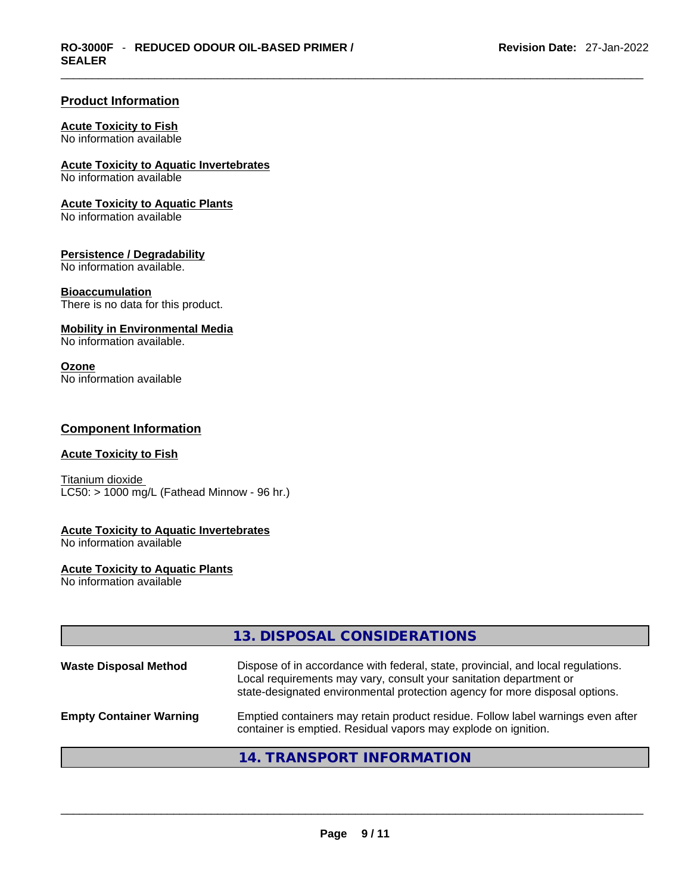## Product Information

**Acute Toxicity to Fish**
No information available

**Acute Toxicity to Aquatic Invertebrates**
No information available

**Acute Toxicity to Aquatic Plants**
No information available

**Persistence / Degradability**
No information available.

**Bioaccumulation**
There is no data for this product.

**Mobility in Environmental Media**
No information available.

**Ozone**
No information available

## Component Information

**Acute Toxicity to Fish**

Titanium dioxide
LC50: > 1000 mg/L (Fathead Minnow - 96 hr.)

**Acute Toxicity to Aquatic Invertebrates**
No information available

**Acute Toxicity to Aquatic Plants**
No information available

## 13. DISPOSAL CONSIDERATIONS

| | |
|---|---|
| **Waste Disposal Method** | Dispose of in accordance with federal, state, provincial, and local regulations. Local requirements may vary, consult your sanitation department or state-designated environmental protection agency for more disposal options. |
| **Empty Container Warning** | Emptied containers may retain product residue. Follow label warnings even after container is emptied. Residual vapors may explode on ignition. |

## 14. TRANSPORT INFORMATION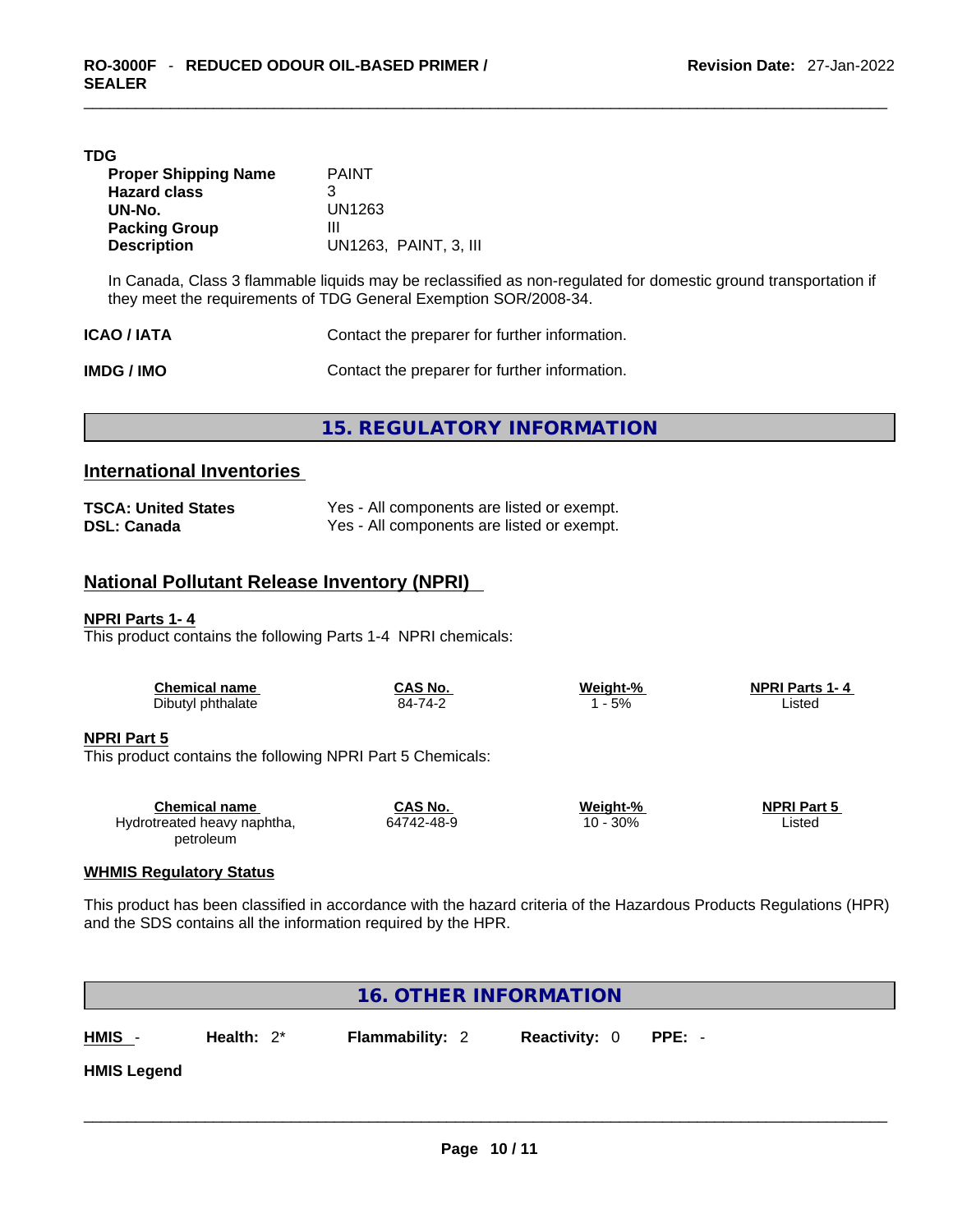**TDG**

| | |
|---|---|
| **Proper Shipping Name** | PAINT |
| **Hazard class** | 3 |
| **UN-No.** | UN1263 |
| **Packing Group** | III |
| **Description** | UN1263, PAINT, 3, III |

In Canada, Class 3 flammable liquids may be reclassified as non-regulated for domestic ground transportation if they meet the requirements of TDG General Exemption SOR/2008-34.

**ICAO / IATA** Contact the preparer for further information.

**IMDG / IMO** Contact the preparer for further information.

## 15. REGULATORY INFORMATION

### International Inventories

| | |
|---|---|
| **TSCA: United States** | Yes - All components are listed or exempt. |
| **DSL: Canada** | Yes - All components are listed or exempt. |

### National Pollutant Release Inventory (NPRI)

**NPRI Parts 1- 4**

This product contains the following Parts 1-4 NPRI chemicals:

| Chemical name | CAS No. | Weight-% | NPRI Parts 1- 4 |
|---|---|---|---|
| Dibutyl phthalate | 84-74-2 | 1 - 5% | Listed |

**NPRI Part 5**

This product contains the following NPRI Part 5 Chemicals:

| Chemical name | CAS No. | Weight-% | NPRI Part 5 |
|---|---|---|---|
| Hydrotreated heavy naphtha, petroleum | 64742-48-9 | 10 - 30% | Listed |

**WHMIS Regulatory Status**

This product has been classified in accordance with the hazard criteria of the Hazardous Products Regulations (HPR) and the SDS contains all the information required by the HPR.

## 16. OTHER INFORMATION

**HMIS** - **Health:** 2* **Flammability:** 2 **Reactivity:** 0 **PPE:** -

**HMIS Legend**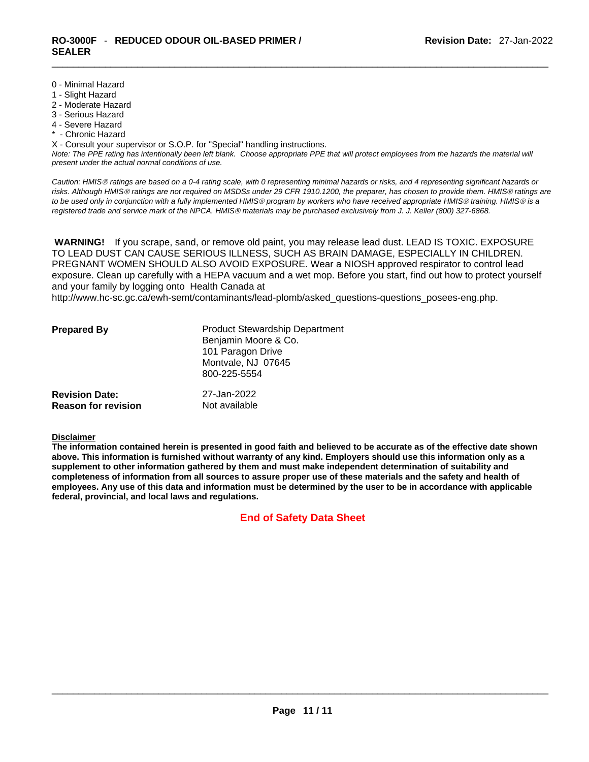0 - Minimal Hazard
1 - Slight Hazard
2 - Moderate Hazard
3 - Serious Hazard
4 - Severe Hazard
* - Chronic Hazard
X - Consult your supervisor or S.O.P. for "Special" handling instructions.

*Note: The PPE rating has intentionally been left blank. Choose appropriate PPE that will protect employees from the hazards the material will present under the actual normal conditions of use.*

*Caution: HMIS® ratings are based on a 0-4 rating scale, with 0 representing minimal hazards or risks, and 4 representing significant hazards or risks. Although HMIS® ratings are not required on MSDSs under 29 CFR 1910.1200, the preparer, has chosen to provide them. HMIS® ratings are to be used only in conjunction with a fully implemented HMIS® program by workers who have received appropriate HMIS® training. HMIS® is a registered trade and service mark of the NPCA. HMIS® materials may be purchased exclusively from J. J. Keller (800) 327-6868.*

**WARNING!** If you scrape, sand, or remove old paint, you may release lead dust. LEAD IS TOXIC. EXPOSURE TO LEAD DUST CAN CAUSE SERIOUS ILLNESS, SUCH AS BRAIN DAMAGE, ESPECIALLY IN CHILDREN. PREGNANT WOMEN SHOULD ALSO AVOID EXPOSURE. Wear a NIOSH approved respirator to control lead exposure. Clean up carefully with a HEPA vacuum and a wet mop. Before you start, find out how to protect yourself and your family by logging onto Health Canada at http://www.hc-sc.gc.ca/ewh-semt/contaminants/lead-plomb/asked_questions-questions_posees-eng.php.

| | |
|---|---|
| **Prepared By** | Product Stewardship Department<br>Benjamin Moore & Co.<br>101 Paragon Drive<br>Montvale, NJ 07645<br>800-225-5554 |
| **Revision Date:** | 27-Jan-2022 |
| **Reason for revision** | Not available |

**Disclaimer**

**The information contained herein is presented in good faith and believed to be accurate as of the effective date shown above. This information is furnished without warranty of any kind. Employers should use this information only as a supplement to other information gathered by them and must make independent determination of suitability and completeness of information from all sources to assure proper use of these materials and the safety and health of employees. Any use of this data and information must be determined by the user to be in accordance with applicable federal, provincial, and local laws and regulations.**

**End of Safety Data Sheet**